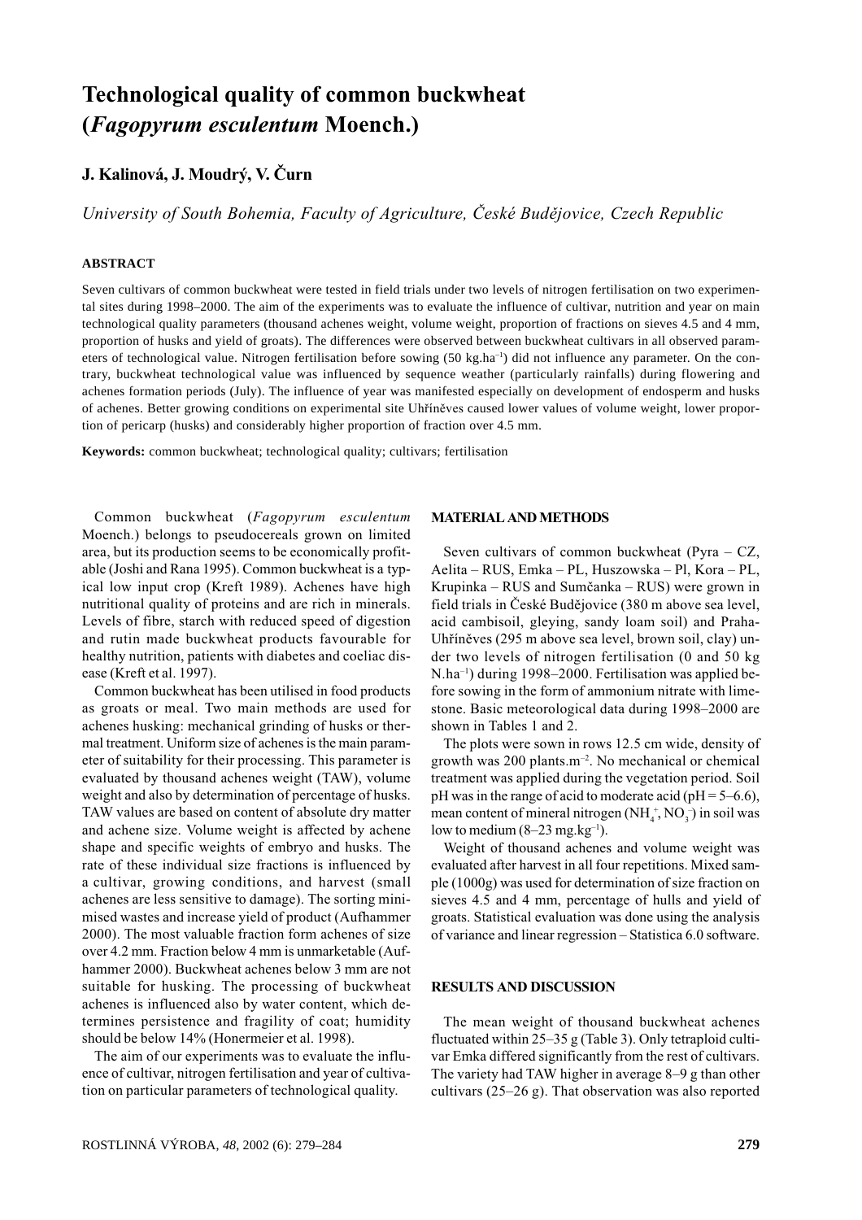# Technological quality of common buckwheat (*Fagopyrum esculentum* Moench.)

**J. Kalinová, J. Moudrý, V. Čurn**

*University of South Bohemia, Faculty of Agriculture, České Budějovice, Czech Republic*

## ABSTRACT

Seven cultivars of common buckwheat were tested in field trials under two levels of nitrogen fertilisation on two experimental sites during 1998–2000. The aim of the experiments was to evaluate the influence of cultivar, nutrition and year on main technological quality parameters (thousand achenes weight, volume weight, proportion of fractions on sieves 4.5 and 4 mm, proportion of husks and yield of groats). The differences were observed between buckwheat cultivars in all observed parameters of technological value. Nitrogen fertilisation before sowing (50 kg.ha$^{-1}$) did not influence any parameter. On the contrary, buckwheat technological value was influenced by sequence weather (particularly rainfalls) during flowering and achenes formation periods (July). The influence of year was manifested especially on development of endosperm and husks of achenes. Better growing conditions on experimental site Uhříněves caused lower values of volume weight, lower proportion of pericarp (husks) and considerably higher proportion of fraction over 4.5 mm.

**Keywords:** common buckwheat; technological quality; cultivars; fertilisation

Common buckwheat (*Fagopyrum esculentum* Moench.) belongs to pseudocereals grown on limited area, but its production seems to be economically profitable (Joshi and Rana 1995). Common buckwheat is a typical low input crop (Kreft 1989). Achenes have high nutritional quality of proteins and are rich in minerals. Levels of fibre, starch with reduced speed of digestion and rutin made buckwheat products favourable for healthy nutrition, patients with diabetes and coeliac disease (Kreft et al. 1997).

Common buckwheat has been utilised in food products as groats or meal. Two main methods are used for achenes husking: mechanical grinding of husks or thermal treatment. Uniform size of achenes is the main parameter of suitability for their processing. This parameter is evaluated by thousand achenes weight (TAW), volume weight and also by determination of percentage of husks. TAW values are based on content of absolute dry matter and achene size. Volume weight is affected by achene shape and specific weights of embryo and husks. The rate of these individual size fractions is influenced by a cultivar, growing conditions, and harvest (small achenes are less sensitive to damage). The sorting minimised wastes and increase yield of product (Aufhammer 2000). The most valuable fraction form achenes of size over 4.2 mm. Fraction below 4 mm is unmarketable (Aufhammer 2000). Buckwheat achenes below 3 mm are not suitable for husking. The processing of buckwheat achenes is influenced also by water content, which determines persistence and fragility of coat; humidity should be below 14% (Honermeier et al. 1998).

The aim of our experiments was to evaluate the influence of cultivar, nitrogen fertilisation and year of cultivation on particular parameters of technological quality.

## MATERIAL AND METHODS

Seven cultivars of common buckwheat (Pyra – CZ, Aelita – RUS, Emka – PL, Huszowska – Pl, Kora – PL, Krupinka – RUS and Sumčanka – RUS) were grown in field trials in České Budějovice (380 m above sea level, acid cambisoil, gleying, sandy loam soil) and Praha-Uhříněves (295 m above sea level, brown soil, clay) under two levels of nitrogen fertilisation (0 and 50 kg N.ha$^{-1}$) during 1998–2000. Fertilisation was applied before sowing in the form of ammonium nitrate with limestone. Basic meteorological data during 1998–2000 are shown in Tables 1 and 2.

The plots were sown in rows 12.5 cm wide, density of growth was 200 plants.m$^{-2}$. No mechanical or chemical treatment was applied during the vegetation period. Soil pH was in the range of acid to moderate acid (pH = 5–6.6), mean content of mineral nitrogen ($NH_4^+$, $NO_3^-$) in soil was low to medium (8–23 mg.kg$^{-1}$).

Weight of thousand achenes and volume weight was evaluated after harvest in all four repetitions. Mixed sample (1000g) was used for determination of size fraction on sieves 4.5 and 4 mm, percentage of hulls and yield of groats. Statistical evaluation was done using the analysis of variance and linear regression – Statistica 6.0 software.

## RESULTS AND DISCUSSION

The mean weight of thousand buckwheat achenes fluctuated within 25–35 g (Table 3). Only tetraploid cultivar Emka differed significantly from the rest of cultivars. The variety had TAW higher in average 8–9 g than other cultivars (25–26 g). That observation was also reported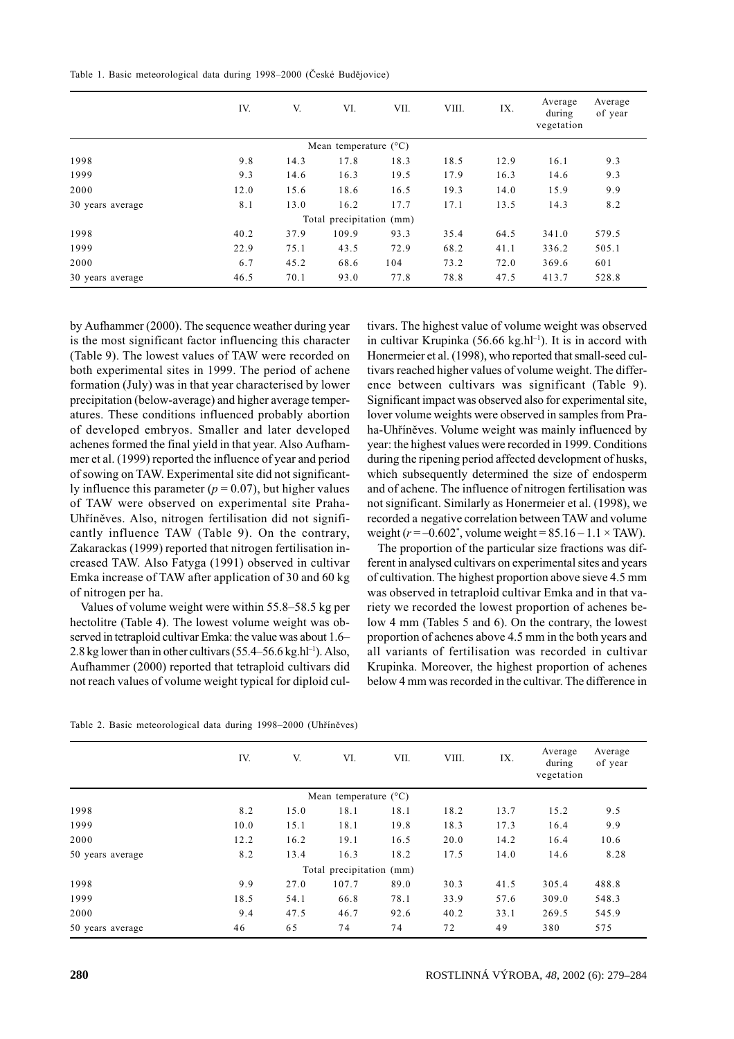Table 1. Basic meteorological data during 1998–2000 (České Budějovice)

| | IV. | V. | VI. | VII. | VIII. | IX. | Average during vegetation | Average of year |
|---|---|---|---|---|---|---|---|---|
| | | | Mean temperature (°C) | | | | | |
| 1998 | 9.8 | 14.3 | 17.8 | 18.3 | 18.5 | 12.9 | 16.1 | 9.3 |
| 1999 | 9.3 | 14.6 | 16.3 | 19.5 | 17.9 | 16.3 | 14.6 | 9.3 |
| 2000 | 12.0 | 15.6 | 18.6 | 16.5 | 19.3 | 14.0 | 15.9 | 9.9 |
| 30 years average | 8.1 | 13.0 | 16.2 | 17.7 | 17.1 | 13.5 | 14.3 | 8.2 |
| | | | Total precipitation (mm) | | | | | |
| 1998 | 40.2 | 37.9 | 109.9 | 93.3 | 35.4 | 64.5 | 341.0 | 579.5 |
| 1999 | 22.9 | 75.1 | 43.5 | 72.9 | 68.2 | 41.1 | 336.2 | 505.1 |
| 2000 | 6.7 | 45.2 | 68.6 | 104 | 73.2 | 72.0 | 369.6 | 601 |
| 30 years average | 46.5 | 70.1 | 93.0 | 77.8 | 78.8 | 47.5 | 413.7 | 528.8 |

by Aufhammer (2000). The sequence weather during year is the most significant factor influencing this character (Table 9). The lowest values of TAW were recorded on both experimental sites in 1999. The period of achene formation (July) was in that year characterised by lower precipitation (below-average) and higher average temperatures. These conditions influenced probably abortion of developed embryos. Smaller and later developed achenes formed the final yield in that year. Also Aufhammer et al. (1999) reported the influence of year and period of sowing on TAW. Experimental site did not significantly influence this parameter ($p = 0.07$), but higher values of TAW were observed on experimental site Praha-Uhříněves. Also, nitrogen fertilisation did not significantly influence TAW (Table 9). On the contrary, Zakarackas (1999) reported that nitrogen fertilisation increased TAW. Also Fatyga (1991) observed in cultivar Emka increase of TAW after application of 30 and 60 kg of nitrogen per ha.

Values of volume weight were within 55.8–58.5 kg per hectolitre (Table 4). The lowest volume weight was observed in tetraploid cultivar Emka: the value was about 1.6–2.8 kg lower than in other cultivars (55.4–56.6 kg.hl$^{-1}$). Also, Aufhammer (2000) reported that tetraploid cultivars did not reach values of volume weight typical for diploid cultivars. The highest value of volume weight was observed in cultivar Krupinka (56.66 kg.hl$^{-1}$). It is in accord with Honermeier et al. (1998), who reported that small-seed cultivars reached higher values of volume weight. The difference between cultivars was significant (Table 9). Significant impact was observed also for experimental site, lover volume weights were observed in samples from Praha-Uhříněves. Volume weight was mainly influenced by year: the highest values were recorded in 1999. Conditions during the ripening period affected development of husks, which subsequently determined the size of endosperm and of achene. The influence of nitrogen fertilisation was not significant. Similarly as Honermeier et al. (1998), we recorded a negative correlation between TAW and volume weight ($r = -0.602^{*}$, volume weight $= 85.16 - 1.1 \times$ TAW).

The proportion of the particular size fractions was different in analysed cultivars on experimental sites and years of cultivation. The highest proportion above sieve 4.5 mm was observed in tetraploid cultivar Emka and in that variety we recorded the lowest proportion of achenes below 4 mm (Tables 5 and 6). On the contrary, the lowest proportion of achenes above 4.5 mm in the both years and all variants of fertilisation was recorded in cultivar Krupinka. Moreover, the highest proportion of achenes below 4 mm was recorded in the cultivar. The difference in

Table 2. Basic meteorological data during 1998–2000 (Uhříněves)

| | IV. | V. | VI. | VII. | VIII. | IX. | Average during vegetation | Average of year |
|---|---|---|---|---|---|---|---|---|
| | | | Mean temperature (°C) | | | | | |
| 1998 | 8.2 | 15.0 | 18.1 | 18.1 | 18.2 | 13.7 | 15.2 | 9.5 |
| 1999 | 10.0 | 15.1 | 18.1 | 19.8 | 18.3 | 17.3 | 16.4 | 9.9 |
| 2000 | 12.2 | 16.2 | 19.1 | 16.5 | 20.0 | 14.2 | 16.4 | 10.6 |
| 50 years average | 8.2 | 13.4 | 16.3 | 18.2 | 17.5 | 14.0 | 14.6 | 8.28 |
| | | | Total precipitation (mm) | | | | | |
| 1998 | 9.9 | 27.0 | 107.7 | 89.0 | 30.3 | 41.5 | 305.4 | 488.8 |
| 1999 | 18.5 | 54.1 | 66.8 | 78.1 | 33.9 | 57.6 | 309.0 | 548.3 |
| 2000 | 9.4 | 47.5 | 46.7 | 92.6 | 40.2 | 33.1 | 269.5 | 545.9 |
| 50 years average | 46 | 65 | 74 | 74 | 72 | 49 | 380 | 575 |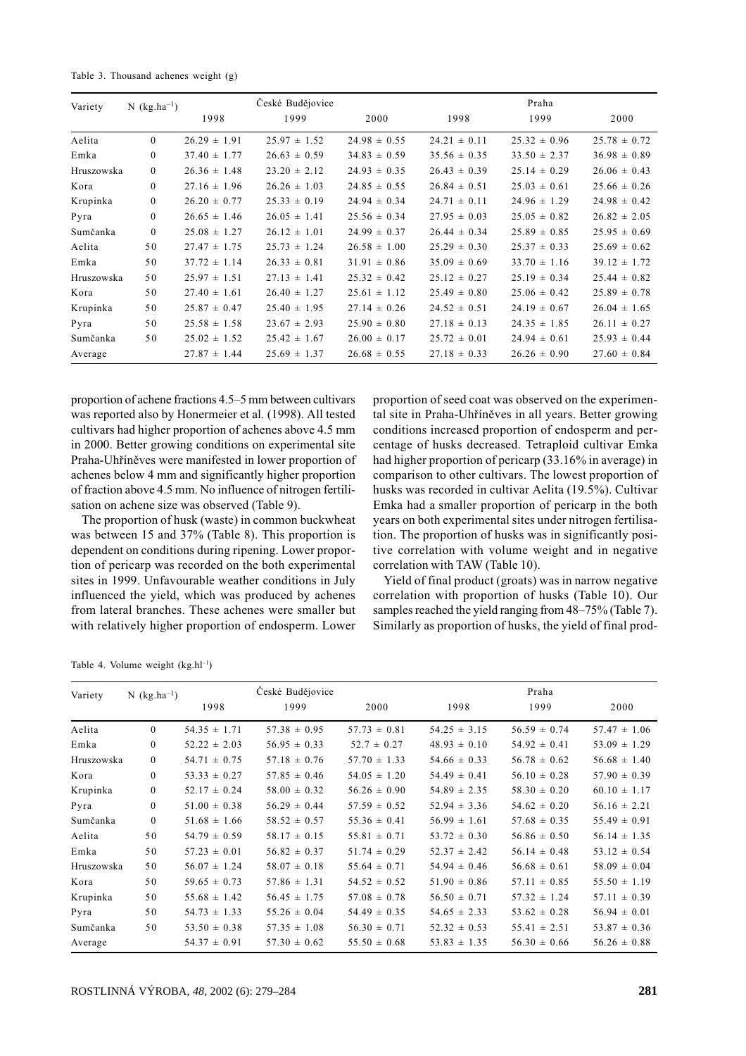Table 3. Thousand achenes weight (g)

| Variety | N (kg.ha$^{-1}$) | České Budějovice | | | Praha | | |
|---|---|---|---|---|---|---|---|
| | | 1998 | 1999 | 2000 | 1998 | 1999 | 2000 |
| Aelita | 0 | 26.29 ± 1.91 | 25.97 ± 1.52 | 24.98 ± 0.55 | 24.21 ± 0.11 | 25.32 ± 0.96 | 25.78 ± 0.72 |
| Emka | 0 | 37.40 ± 1.77 | 26.63 ± 0.59 | 34.83 ± 0.59 | 35.56 ± 0.35 | 33.50 ± 2.37 | 36.98 ± 0.89 |
| Hruszowska | 0 | 26.36 ± 1.48 | 23.20 ± 2.12 | 24.93 ± 0.35 | 26.43 ± 0.39 | 25.14 ± 0.29 | 26.06 ± 0.43 |
| Kora | 0 | 27.16 ± 1.96 | 26.26 ± 1.03 | 24.85 ± 0.55 | 26.84 ± 0.51 | 25.03 ± 0.61 | 25.66 ± 0.26 |
| Krupinka | 0 | 26.20 ± 0.77 | 25.33 ± 0.19 | 24.94 ± 0.34 | 24.71 ± 0.11 | 24.96 ± 1.29 | 24.98 ± 0.42 |
| Pyra | 0 | 26.65 ± 1.46 | 26.05 ± 1.41 | 25.56 ± 0.34 | 27.95 ± 0.03 | 25.05 ± 0.82 | 26.82 ± 2.05 |
| Sumčanka | 0 | 25.08 ± 1.27 | 26.12 ± 1.01 | 24.99 ± 0.37 | 26.44 ± 0.34 | 25.89 ± 0.85 | 25.95 ± 0.69 |
| Aelita | 50 | 27.47 ± 1.75 | 25.73 ± 1.24 | 26.58 ± 1.00 | 25.29 ± 0.30 | 25.37 ± 0.33 | 25.69 ± 0.62 |
| Emka | 50 | 37.72 ± 1.14 | 26.33 ± 0.81 | 31.91 ± 0.86 | 35.09 ± 0.69 | 33.70 ± 1.16 | 39.12 ± 1.72 |
| Hruszowska | 50 | 25.97 ± 1.51 | 27.13 ± 1.41 | 25.32 ± 0.42 | 25.12 ± 0.27 | 25.19 ± 0.34 | 25.44 ± 0.82 |
| Kora | 50 | 27.40 ± 1.61 | 26.40 ± 1.27 | 25.61 ± 1.12 | 25.49 ± 0.80 | 25.06 ± 0.42 | 25.89 ± 0.78 |
| Krupinka | 50 | 25.87 ± 0.47 | 25.40 ± 1.95 | 27.14 ± 0.26 | 24.52 ± 0.51 | 24.19 ± 0.67 | 26.04 ± 1.65 |
| Pyra | 50 | 25.58 ± 1.58 | 23.67 ± 2.93 | 25.90 ± 0.80 | 27.18 ± 0.13 | 24.35 ± 1.85 | 26.11 ± 0.27 |
| Sumčanka | 50 | 25.02 ± 1.52 | 25.42 ± 1.67 | 26.00 ± 0.17 | 25.72 ± 0.01 | 24.94 ± 0.61 | 25.93 ± 0.44 |
| Average | | 27.87 ± 1.44 | 25.69 ± 1.37 | 26.68 ± 0.55 | 27.18 ± 0.33 | 26.26 ± 0.90 | 27.60 ± 0.84 |

proportion of achene fractions 4.5–5 mm between cultivars was reported also by Honermeier et al. (1998). All tested cultivars had higher proportion of achenes above 4.5 mm in 2000. Better growing conditions on experimental site Praha-Uhříněves were manifested in lower proportion of achenes below 4 mm and significantly higher proportion of fraction above 4.5 mm. No influence of nitrogen fertilisation on achene size was observed (Table 9).

The proportion of husk (waste) in common buckwheat was between 15 and 37% (Table 8). This proportion is dependent on conditions during ripening. Lower proportion of pericarp was recorded on the both experimental sites in 1999. Unfavourable weather conditions in July influenced the yield, which was produced by achenes from lateral branches. These achenes were smaller but with relatively higher proportion of endosperm. Lower proportion of seed coat was observed on the experimental site in Praha-Uhříněves in all years. Better growing conditions increased proportion of endosperm and percentage of husks decreased. Tetraploid cultivar Emka had higher proportion of pericarp (33.16% in average) in comparison to other cultivars. The lowest proportion of husks was recorded in cultivar Aelita (19.5%). Cultivar Emka had a smaller proportion of pericarp in the both years on both experimental sites under nitrogen fertilisation. The proportion of husks was in significantly positive correlation with volume weight and in negative correlation with TAW (Table 10).

Yield of final product (groats) was in narrow negative correlation with proportion of husks (Table 10). Our samples reached the yield ranging from 48–75% (Table 7). Similarly as proportion of husks, the yield of final prod-

Table 4. Volume weight (kg.hl$^{-1}$)

| Variety | N (kg.ha$^{-1}$) | České Budějovice | | | Praha | | |
|---|---|---|---|---|---|---|---|
| | | 1998 | 1999 | 2000 | 1998 | 1999 | 2000 |
| Aelita | 0 | 54.35 ± 1.71 | 57.38 ± 0.95 | 57.73 ± 0.81 | 54.25 ± 3.15 | 56.59 ± 0.74 | 57.47 ± 1.06 |
| Emka | 0 | 52.22 ± 2.03 | 56.95 ± 0.33 | 52.7 ± 0.27 | 48.93 ± 0.10 | 54.92 ± 0.41 | 53.09 ± 1.29 |
| Hruszowska | 0 | 54.71 ± 0.75 | 57.18 ± 0.76 | 57.70 ± 1.33 | 54.66 ± 0.33 | 56.78 ± 0.62 | 56.68 ± 1.40 |
| Kora | 0 | 53.33 ± 0.27 | 57.85 ± 0.46 | 54.05 ± 1.20 | 54.49 ± 0.41 | 56.10 ± 0.28 | 57.90 ± 0.39 |
| Krupinka | 0 | 52.17 ± 0.24 | 58.00 ± 0.32 | 56.26 ± 0.90 | 54.89 ± 2.35 | 58.30 ± 0.20 | 60.10 ± 1.17 |
| Pyra | 0 | 51.00 ± 0.38 | 56.29 ± 0.44 | 57.59 ± 0.52 | 52.94 ± 3.36 | 54.62 ± 0.20 | 56.16 ± 2.21 |
| Sumčanka | 0 | 51.68 ± 1.66 | 58.52 ± 0.57 | 55.36 ± 0.41 | 56.99 ± 1.61 | 57.68 ± 0.35 | 55.49 ± 0.91 |
| Aelita | 50 | 54.79 ± 0.59 | 58.17 ± 0.15 | 55.81 ± 0.71 | 53.72 ± 0.30 | 56.86 ± 0.50 | 56.14 ± 1.35 |
| Emka | 50 | 57.23 ± 0.01 | 56.82 ± 0.37 | 51.74 ± 0.29 | 52.37 ± 2.42 | 56.14 ± 0.48 | 53.12 ± 0.54 |
| Hruszowska | 50 | 56.07 ± 1.24 | 58.07 ± 0.18 | 55.64 ± 0.71 | 54.94 ± 0.46 | 56.68 ± 0.61 | 58.09 ± 0.04 |
| Kora | 50 | 59.65 ± 0.73 | 57.86 ± 1.31 | 54.52 ± 0.52 | 51.90 ± 0.86 | 57.11 ± 0.85 | 55.50 ± 1.19 |
| Krupinka | 50 | 55.68 ± 1.42 | 56.45 ± 1.75 | 57.08 ± 0.78 | 56.50 ± 0.71 | 57.32 ± 1.24 | 57.11 ± 0.39 |
| Pyra | 50 | 54.73 ± 1.33 | 55.26 ± 0.04 | 54.49 ± 0.35 | 54.65 ± 2.33 | 53.62 ± 0.28 | 56.94 ± 0.01 |
| Sumčanka | 50 | 53.50 ± 0.38 | 57.35 ± 1.08 | 56.30 ± 0.71 | 52.32 ± 0.53 | 55.41 ± 2.51 | 53.87 ± 0.36 |
| Average | | 54.37 ± 0.91 | 57.30 ± 0.62 | 55.50 ± 0.68 | 53.83 ± 1.35 | 56.30 ± 0.66 | 56.26 ± 0.88 |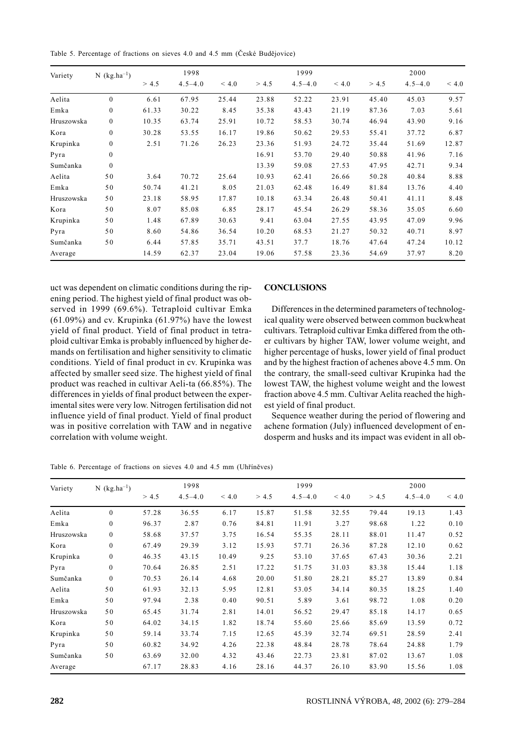Table 5. Percentage of fractions on sieves 4.0 and 4.5 mm (České Budějovice)

| Variety | N (kg.ha$^{-1}$) | 1998 | | | 1999 | | | 2000 | | |
|---|---|---|---|---|---|---|---|---|---|---|
| | | > 4.5 | 4.5–4.0 | < 4.0 | > 4.5 | 4.5–4.0 | < 4.0 | > 4.5 | 4.5–4.0 | < 4.0 |
| Aelita | 0 | 6.61 | 67.95 | 25.44 | 23.88 | 52.22 | 23.91 | 45.40 | 45.03 | 9.57 |
| Emka | 0 | 61.33 | 30.22 | 8.45 | 35.38 | 43.43 | 21.19 | 87.36 | 7.03 | 5.61 |
| Hruszowska | 0 | 10.35 | 63.74 | 25.91 | 10.72 | 58.53 | 30.74 | 46.94 | 43.90 | 9.16 |
| Kora | 0 | 30.28 | 53.55 | 16.17 | 19.86 | 50.62 | 29.53 | 55.41 | 37.72 | 6.87 |
| Krupinka | 0 | 2.51 | 71.26 | 26.23 | 23.36 | 51.93 | 24.72 | 35.44 | 51.69 | 12.87 |
| Pyra | 0 | | | | 16.91 | 53.70 | 29.40 | 50.88 | 41.96 | 7.16 |
| Sumčanka | 0 | | | | 13.39 | 59.08 | 27.53 | 47.95 | 42.71 | 9.34 |
| Aelita | 50 | 3.64 | 70.72 | 25.64 | 10.93 | 62.41 | 26.66 | 50.28 | 40.84 | 8.88 |
| Emka | 50 | 50.74 | 41.21 | 8.05 | 21.03 | 62.48 | 16.49 | 81.84 | 13.76 | 4.40 |
| Hruszowska | 50 | 23.18 | 58.95 | 17.87 | 10.18 | 63.34 | 26.48 | 50.41 | 41.11 | 8.48 |
| Kora | 50 | 8.07 | 85.08 | 6.85 | 28.17 | 45.54 | 26.29 | 58.36 | 35.05 | 6.60 |
| Krupinka | 50 | 1.48 | 67.89 | 30.63 | 9.41 | 63.04 | 27.55 | 43.95 | 47.09 | 9.96 |
| Pyra | 50 | 8.60 | 54.86 | 36.54 | 10.20 | 68.53 | 21.27 | 50.32 | 40.71 | 8.97 |
| Sumčanka | 50 | 6.44 | 57.85 | 35.71 | 43.51 | 37.7 | 18.76 | 47.64 | 47.24 | 10.12 |
| Average | | 14.59 | 62.37 | 23.04 | 19.06 | 57.58 | 23.36 | 54.69 | 37.97 | 8.20 |

uct was dependent on climatic conditions during the ripening period. The highest yield of final product was observed in 1999 (69.6%). Tetraploid cultivar Emka (61.09%) and cv. Krupinka (61.97%) have the lowest yield of final product. Yield of final product in tetraploid cultivar Emka is probably influenced by higher demands on fertilisation and higher sensitivity to climatic conditions. Yield of final product in cv. Krupinka was affected by smaller seed size. The highest yield of final product was reached in cultivar Aeli-ta (66.85%). The differences in yields of final product between the experimental sites were very low. Nitrogen fertilisation did not influence yield of final product. Yield of final product was in positive correlation with TAW and in negative correlation with volume weight.

## CONCLUSIONS

Differences in the determined parameters of technological quality were observed between common buckwheat cultivars. Tetraploid cultivar Emka differed from the other cultivars by higher TAW, lower volume weight, and higher percentage of husks, lower yield of final product and by the highest fraction of achenes above 4.5 mm. On the contrary, the small-seed cultivar Krupinka had the lowest TAW, the highest volume weight and the lowest fraction above 4.5 mm. Cultivar Aelita reached the highest yield of final product.

Sequence weather during the period of flowering and achene formation (July) influenced development of endosperm and husks and its impact was evident in all ob-

Table 6. Percentage of fractions on sieves 4.0 and 4.5 mm (Uhříněves)

| Variety | N (kg.ha$^{-1}$) | 1998 | | | 1999 | | | 2000 | | |
|---|---|---|---|---|---|---|---|---|---|---|
| | | > 4.5 | 4.5–4.0 | < 4.0 | > 4.5 | 4.5–4.0 | < 4.0 | > 4.5 | 4.5–4.0 | < 4.0 |
| Aelita | 0 | 57.28 | 36.55 | 6.17 | 15.87 | 51.58 | 32.55 | 79.44 | 19.13 | 1.43 |
| Emka | 0 | 96.37 | 2.87 | 0.76 | 84.81 | 11.91 | 3.27 | 98.68 | 1.22 | 0.10 |
| Hruszowska | 0 | 58.68 | 37.57 | 3.75 | 16.54 | 55.35 | 28.11 | 88.01 | 11.47 | 0.52 |
| Kora | 0 | 67.49 | 29.39 | 3.12 | 15.93 | 57.71 | 26.36 | 87.28 | 12.10 | 0.62 |
| Krupinka | 0 | 46.35 | 43.15 | 10.49 | 9.25 | 53.10 | 37.65 | 67.43 | 30.36 | 2.21 |
| Pyra | 0 | 70.64 | 26.85 | 2.51 | 17.22 | 51.75 | 31.03 | 83.38 | 15.44 | 1.18 |
| Sumčanka | 0 | 70.53 | 26.14 | 4.68 | 20.00 | 51.80 | 28.21 | 85.27 | 13.89 | 0.84 |
| Aelita | 50 | 61.93 | 32.13 | 5.95 | 12.81 | 53.05 | 34.14 | 80.35 | 18.25 | 1.40 |
| Emka | 50 | 97.94 | 2.38 | 0.40 | 90.51 | 5.89 | 3.61 | 98.72 | 1.08 | 0.20 |
| Hruszowska | 50 | 65.45 | 31.74 | 2.81 | 14.01 | 56.52 | 29.47 | 85.18 | 14.17 | 0.65 |
| Kora | 50 | 64.02 | 34.15 | 1.82 | 18.74 | 55.60 | 25.66 | 85.69 | 13.59 | 0.72 |
| Krupinka | 50 | 59.14 | 33.74 | 7.15 | 12.65 | 45.39 | 32.74 | 69.51 | 28.59 | 2.41 |
| Pyra | 50 | 60.82 | 34.92 | 4.26 | 22.38 | 48.84 | 28.78 | 78.64 | 24.88 | 1.79 |
| Sumčanka | 50 | 63.69 | 32.00 | 4.32 | 43.46 | 22.73 | 23.81 | 87.02 | 13.67 | 1.08 |
| Average | | 67.17 | 28.83 | 4.16 | 28.16 | 44.37 | 26.10 | 83.90 | 15.56 | 1.08 |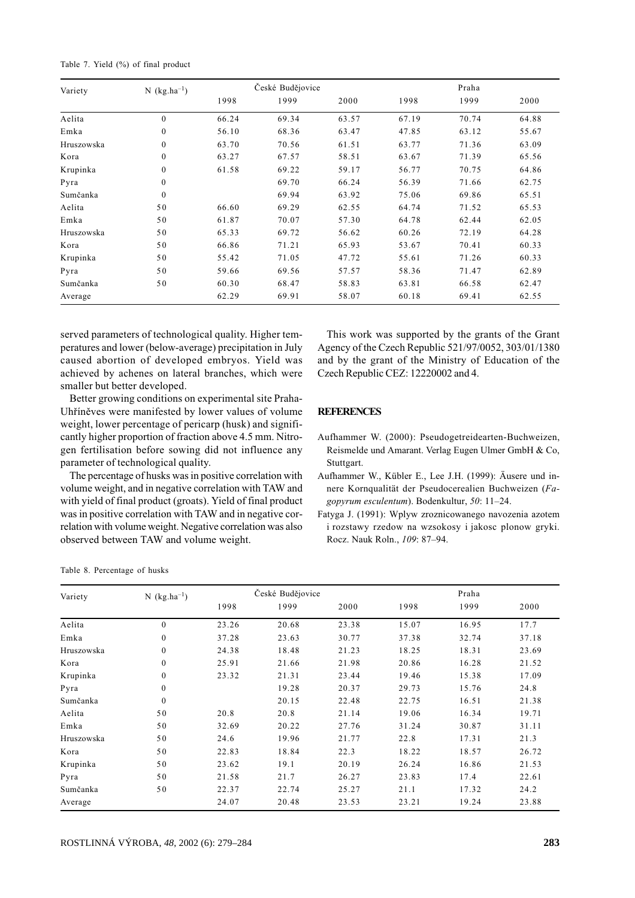Table 7. Yield (%) of final product

| Variety | N (kg.ha$^{-1}$) | České Budějovice | | | Praha | | |
|---|---|---|---|---|---|---|---|
| | | 1998 | 1999 | 2000 | 1998 | 1999 | 2000 |
| Aelita | 0 | 66.24 | 69.34 | 63.57 | 67.19 | 70.74 | 64.88 |
| Emka | 0 | 56.10 | 68.36 | 63.47 | 47.85 | 63.12 | 55.67 |
| Hruszowska | 0 | 63.70 | 70.56 | 61.51 | 63.77 | 71.36 | 63.09 |
| Kora | 0 | 63.27 | 67.57 | 58.51 | 63.67 | 71.39 | 65.56 |
| Krupinka | 0 | 61.58 | 69.22 | 59.17 | 56.77 | 70.75 | 64.86 |
| Pyra | 0 | | 69.70 | 66.24 | 56.39 | 71.66 | 62.75 |
| Sumčanka | 0 | | 69.94 | 63.92 | 75.06 | 69.86 | 65.51 |
| Aelita | 50 | 66.60 | 69.29 | 62.55 | 64.74 | 71.52 | 65.53 |
| Emka | 50 | 61.87 | 70.07 | 57.30 | 64.78 | 62.44 | 62.05 |
| Hruszowska | 50 | 65.33 | 69.72 | 56.62 | 60.26 | 72.19 | 64.28 |
| Kora | 50 | 66.86 | 71.21 | 65.93 | 53.67 | 70.41 | 60.33 |
| Krupinka | 50 | 55.42 | 71.05 | 47.72 | 55.61 | 71.26 | 60.33 |
| Pyra | 50 | 59.66 | 69.56 | 57.57 | 58.36 | 71.47 | 62.89 |
| Sumčanka | 50 | 60.30 | 68.47 | 58.83 | 63.81 | 66.58 | 62.47 |
| Average | | 62.29 | 69.91 | 58.07 | 60.18 | 69.41 | 62.55 |

served parameters of technological quality. Higher temperatures and lower (below-average) precipitation in July caused abortion of developed embryos. Yield was achieved by achenes on lateral branches, which were smaller but better developed.

Better growing conditions on experimental site Praha-Uhříněves were manifested by lower values of volume weight, lower percentage of pericarp (husk) and significantly higher proportion of fraction above 4.5 mm. Nitrogen fertilisation before sowing did not influence any parameter of technological quality.

The percentage of husks was in positive correlation with volume weight, and in negative correlation with TAW and with yield of final product (groats). Yield of final product was in positive correlation with TAW and in negative correlation with volume weight. Negative correlation was also observed between TAW and volume weight.

This work was supported by the grants of the Grant Agency of the Czech Republic 521/97/0052, 303/01/1380 and by the grant of the Ministry of Education of the Czech Republic CEZ: 12220002 and 4.

## REFERENCES

Aufhammer W. (2000): Pseudogetreidearten-Buchweizen, Reismelde und Amarant. Verlag Eugen Ulmer GmbH & Co, Stuttgart.

Aufhammer W., Kübler E., Lee J.H. (1999): Äusere und innere Kornqualität der Pseudocerealien Buchweizen (*Fagopyrum esculentum*). Bodenkultur, *50*: 11–24.

Fatyga J. (1991): Wplyw zroznicowanego navozenia azotem i rozstawy rzedow na wzsokosy i jakosc plonow gryki. Rocz. Nauk Roln., *109*: 87–94.

Table 8. Percentage of husks

| Variety | N (kg.ha$^{-1}$) | České Budějovice | | | Praha | | |
|---|---|---|---|---|---|---|---|
| | | 1998 | 1999 | 2000 | 1998 | 1999 | 2000 |
| Aelita | 0 | 23.26 | 20.68 | 23.38 | 15.07 | 16.95 | 17.7 |
| Emka | 0 | 37.28 | 23.63 | 30.77 | 37.38 | 32.74 | 37.18 |
| Hruszowska | 0 | 24.38 | 18.48 | 21.23 | 18.25 | 18.31 | 23.69 |
| Kora | 0 | 25.91 | 21.66 | 21.98 | 20.86 | 16.28 | 21.52 |
| Krupinka | 0 | 23.32 | 21.31 | 23.44 | 19.46 | 15.38 | 17.09 |
| Pyra | 0 | | 19.28 | 20.37 | 29.73 | 15.76 | 24.8 |
| Sumčanka | 0 | | 20.15 | 22.48 | 22.75 | 16.51 | 21.38 |
| Aelita | 50 | 20.8 | 20.8 | 21.14 | 19.06 | 16.34 | 19.71 |
| Emka | 50 | 32.69 | 20.22 | 27.76 | 31.24 | 30.87 | 31.11 |
| Hruszowska | 50 | 24.6 | 19.96 | 21.77 | 22.8 | 17.31 | 21.3 |
| Kora | 50 | 22.83 | 18.84 | 22.3 | 18.22 | 18.57 | 26.72 |
| Krupinka | 50 | 23.62 | 19.1 | 20.19 | 26.24 | 16.86 | 21.53 |
| Pyra | 50 | 21.58 | 21.7 | 26.27 | 23.83 | 17.4 | 22.61 |
| Sumčanka | 50 | 22.37 | 22.74 | 25.27 | 21.1 | 17.32 | 24.2 |
| Average | | 24.07 | 20.48 | 23.53 | 23.21 | 19.24 | 23.88 |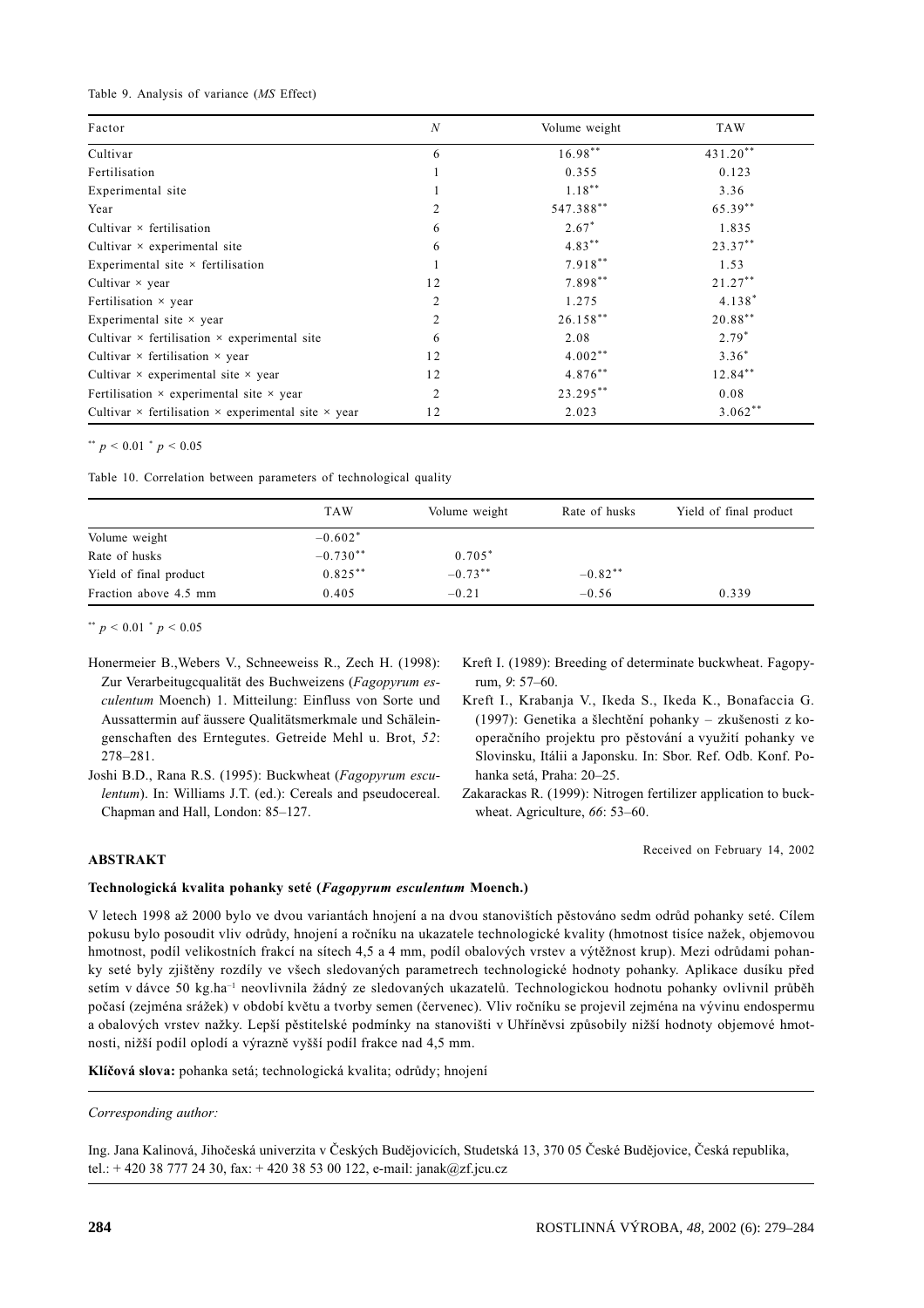Table 9. Analysis of variance (*MS* Effect)

| Factor | $N$ | Volume weight | TAW |
|---|---|---|---|
| Cultivar | 6 | $16.98^{**}$ | $431.20^{**}$ |
| Fertilisation | 1 | 0.355 | 0.123 |
| Experimental site | 1 | $1.18^{**}$ | 3.36 |
| Year | 2 | $547.388^{**}$ | $65.39^{**}$ |
| Cultivar × fertilisation | 6 | $2.67^{*}$ | 1.835 |
| Cultivar × experimental site | 6 | $4.83^{**}$ | $23.37^{**}$ |
| Experimental site × fertilisation | 1 | $7.918^{**}$ | 1.53 |
| Cultivar × year | 12 | $7.898^{**}$ | $21.27^{**}$ |
| Fertilisation × year | 2 | 1.275 | $4.138^{*}$ |
| Experimental site × year | 2 | $26.158^{**}$ | $20.88^{**}$ |
| Cultivar × fertilisation × experimental site | 6 | 2.08 | $2.79^{*}$ |
| Cultivar × fertilisation × year | 12 | $4.002^{**}$ | $3.36^{*}$ |
| Cultivar × experimental site × year | 12 | $4.876^{**}$ | $12.84^{**}$ |
| Fertilisation × experimental site × year | 2 | $23.295^{**}$ | 0.08 |
| Cultivar × fertilisation × experimental site × year | 12 | 2.023 | $3.062^{**}$ |

$^{**}$ $p < 0.01$ $^{*}$ $p < 0.05$

Table 10. Correlation between parameters of technological quality

| | TAW | Volume weight | Rate of husks | Yield of final product |
|---|---|---|---|---|
| Volume weight | $-0.602^{*}$ | | | |
| Rate of husks | $-0.730^{**}$ | $0.705^{*}$ | | |
| Yield of final product | $0.825^{**}$ | $-0.73^{**}$ | $-0.82^{**}$ | |
| Fraction above 4.5 mm | 0.405 | −0.21 | −0.56 | 0.339 |

$^{**}$ $p < 0.01$ $^{*}$ $p < 0.05$

Honermeier B.,Webers V., Schneeweiss R., Zech H. (1998): Zur Verarbeitugcqualität des Buchweizens (*Fagopyrum esculentum* Moench) 1. Mitteilung: Einfluss von Sorte und Aussattermin auf äussere Qualitätsmerkmale und Schäleingenschaften des Erntegutes. Getreide Mehl u. Brot, *52*: 278–281.

Joshi B.D., Rana R.S. (1995): Buckwheat (*Fagopyrum esculentum*). In: Williams J.T. (ed.): Cereals and pseudocereal. Chapman and Hall, London: 85–127.

Kreft I. (1989): Breeding of determinate buckwheat. Fagopyrum, *9*: 57–60.

Kreft I., Krabanja V., Ikeda S., Ikeda K., Bonafaccia G. (1997): Genetika a šlechtění pohanky – zkušenosti z kooperačního projektu pro pěstování a využití pohanky ve Slovinsku, Itálii a Japonsku. In: Sbor. Ref. Odb. Konf. Pohanka setá, Praha: 20–25.

Zakarackas R. (1999): Nitrogen fertilizer application to buckwheat. Agriculture, *66*: 53–60.

Received on February 14, 2002

## ABSTRAKT

### Technologická kvalita pohanky seté (*Fagopyrum esculentum* Moench.)

V letech 1998 až 2000 bylo ve dvou variantách hnojení a na dvou stanovištích pěstováno sedm odrůd pohanky seté. Cílem pokusu bylo posoudit vliv odrůdy, hnojení a ročníku na ukazatele technologické kvality (hmotnost tisíce nažek, objemovou hmotnost, podíl velikostních frakcí na sítech 4,5 a 4 mm, podíl obalových vrstev a výtěžnost krup). Mezi odrůdami pohanky seté byly zjištěny rozdíly ve všech sledovaných parametrech technologické hodnoty pohanky. Aplikace dusíku před setím v dávce 50 kg.ha$^{-1}$ neovlivnila žádný ze sledovaných ukazatelů. Technologickou hodnotu pohanky ovlivnil průběh počasí (zejména srážek) v období květu a tvorby semen (červenec). Vliv ročníku se projevil zejména na vývinu endospermu a obalových vrstev nažky. Lepší pěstitelské podmínky na stanovišti v Uhříněvsi způsobily nižší hodnoty objemové hmotnosti, nižší podíl oplodí a výrazně vyšší podíl frakce nad 4,5 mm.

**Klíčová slova:** pohanka setá; technologická kvalita; odrůdy; hnojení

*Corresponding author:*

Ing. Jana Kalinová, Jihočeská univerzita v Českých Budějovicích, Studetská 13, 370 05 České Budějovice, Česká republika, tel.: + 420 38 777 24 30, fax: + 420 38 53 00 122, e-mail: janak@zf.jcu.cz